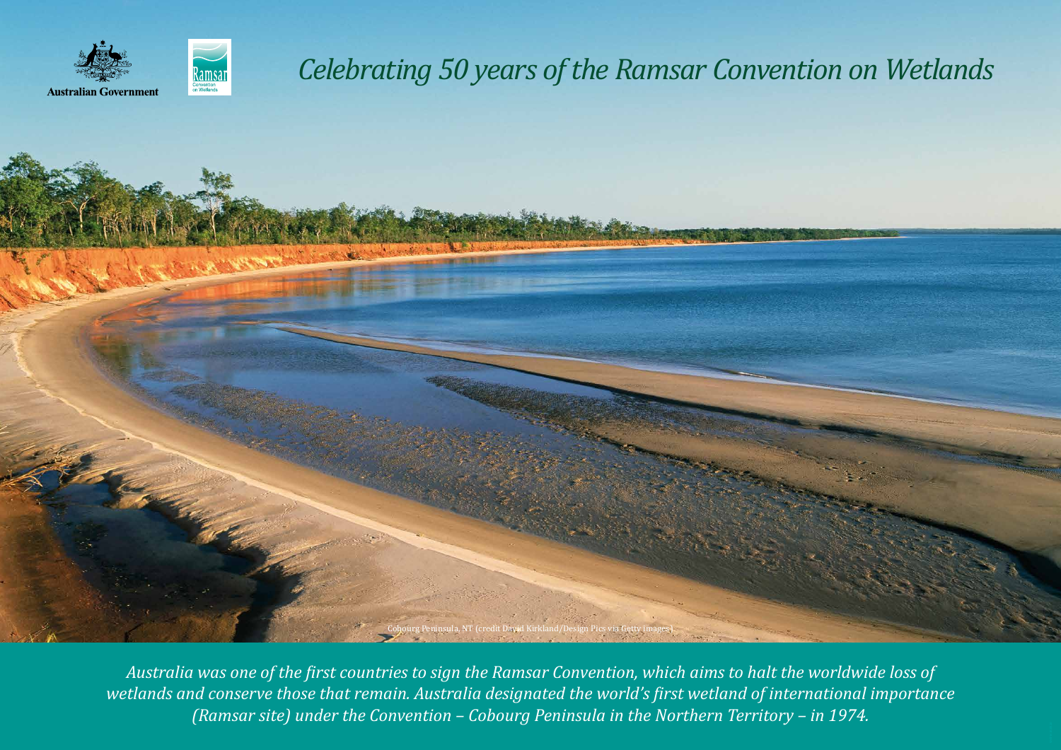Australian Government

Ramsar Convention on Wetlands

# *Celebrating 50 years of the Ramsar Convention on Wetlands*

Cobourg Peninsula, NT (credit David Kirkland/Design Pics via Getty Images)

*Australia was one of the first countries to sign the Ramsar Convention, which aims to halt the worldwide loss of wetlands and conserve those that remain. Australia designated the world's first wetland of international importance (Ramsar site) under the Convention – Cobourg Peninsula in the Northern Territory – in 1974.*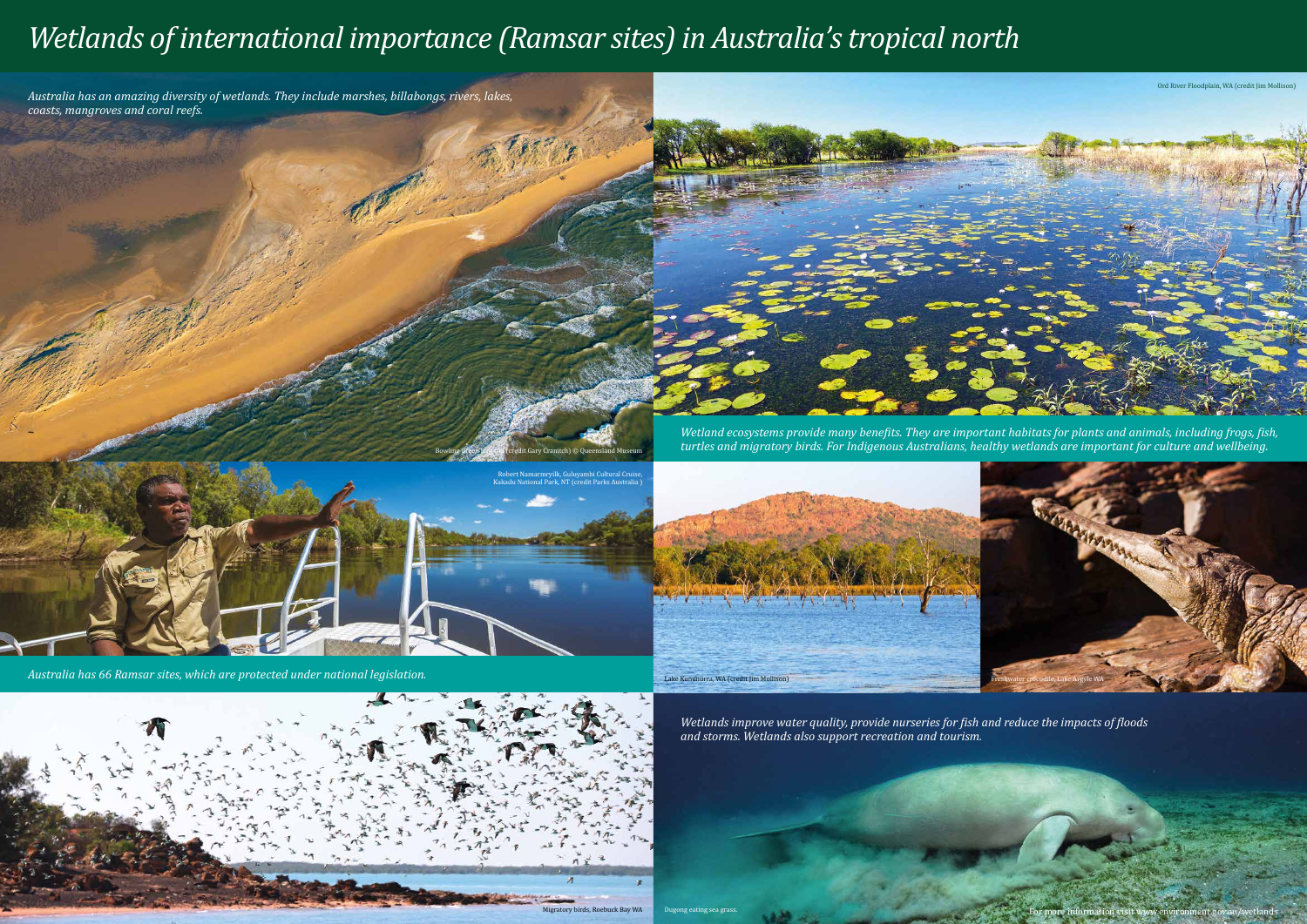# *Wetlands of international importance (Ramsar sites) in Australia's tropical north*

*Australia has an amazing diversity of wetlands. They include marshes, billabongs, rivers, lakes, coasts, mangroves and coral reefs.*

Bowling Green Bay, Qld (credit Gary Cranitch) © Queensland Museum

Ord River Floodplain, WA (credit Jim Mollison)

*Wetland ecosystems provide many benefits. They are important habitats for plants and animals, including frogs, fish, turtles and migratory birds. For Indigenous Australians, healthy wetlands are important for culture and wellbeing.*

Robert Namarnyilk, Guluyambi Cultural Cruise, Kakadu National Park, NT (credit Parks Australia )

*Australia has 66 Ramsar sites, which are protected under national legislation.*

Lake Kununurra, WA (credit Jim Mollison)

Freshwater crocodile, Lake Argyle WA

*Wetlands improve water quality, provide nurseries for fish and reduce the impacts of floods and storms. Wetlands also support recreation and tourism.*

Migratory birds, Roebuck Bay WA

Dugong eating sea grass.

For more information visit www.environment.gov.au/wetlands